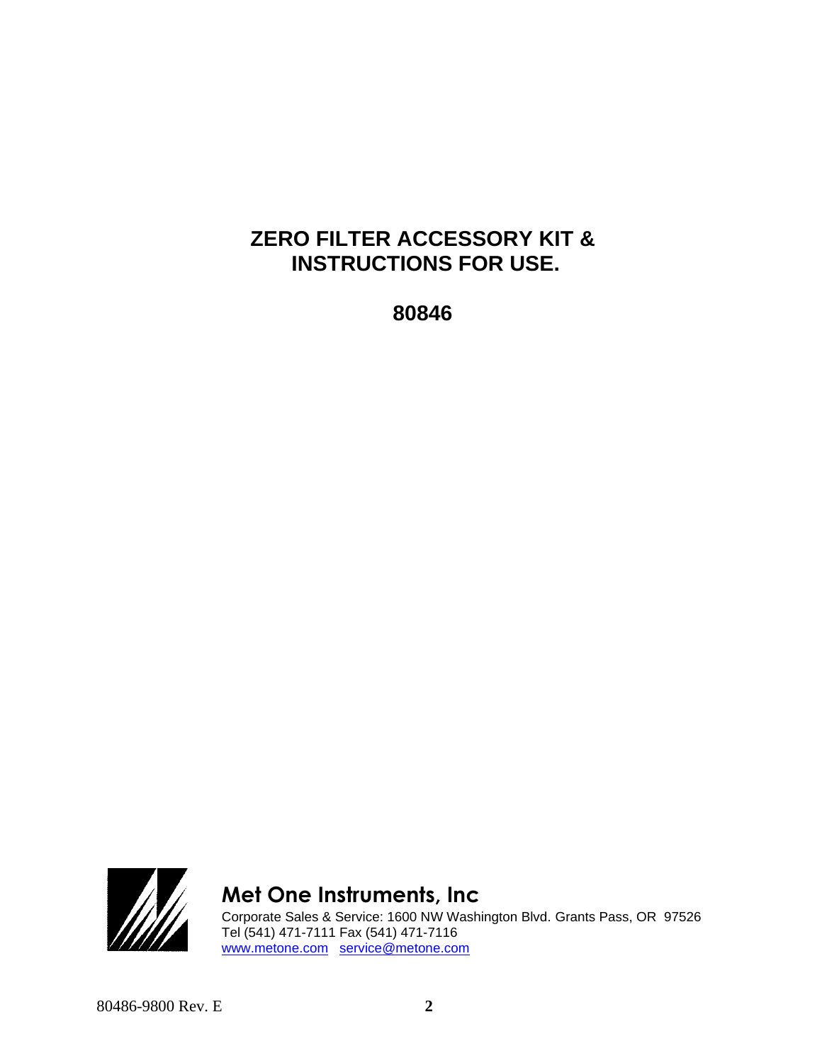# ZERO FILTER ACCESSORY KIT & INSTRUCTIONS FOR USE.

## 80846

**Met One Instruments, Inc**

Corporate Sales & Service: 1600 NW Washington Blvd. Grants Pass, OR 97526
Tel (541) 471-7111 Fax (541) 471-7116
www.metone.com service@metone.com

80486-9800 Rev. E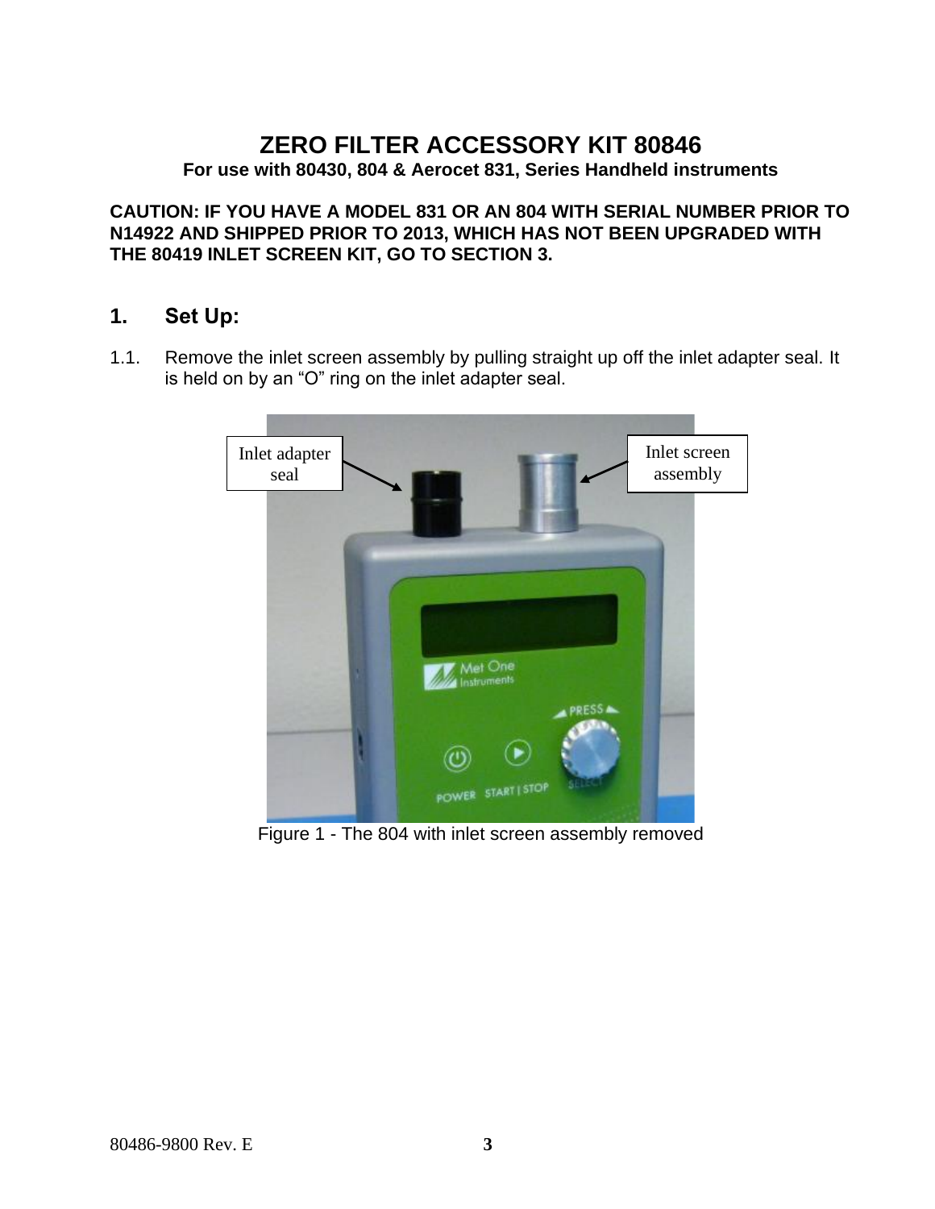# ZERO FILTER ACCESSORY KIT 80846

**For use with 80430, 804 & Aerocet 831, Series Handheld instruments**

**CAUTION: IF YOU HAVE A MODEL 831 OR AN 804 WITH SERIAL NUMBER PRIOR TO N14922 AND SHIPPED PRIOR TO 2013, WHICH HAS NOT BEEN UPGRADED WITH THE 80419 INLET SCREEN KIT, GO TO SECTION 3.**

## 1. Set Up:

1.1. Remove the inlet screen assembly by pulling straight up off the inlet adapter seal. It is held on by an "O" ring on the inlet adapter seal.

Inlet adapter seal

Inlet screen assembly

Figure 1 - The 804 with inlet screen assembly removed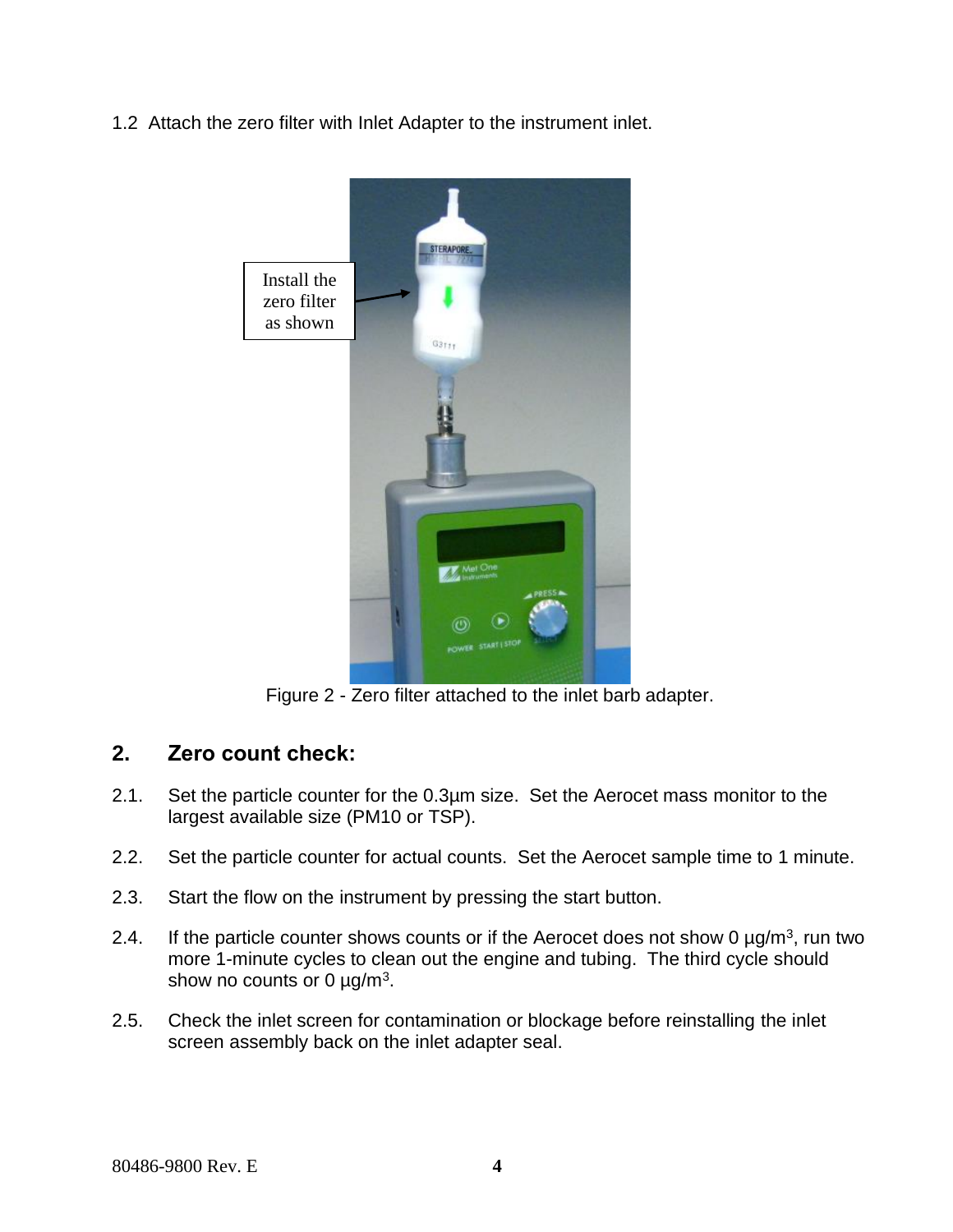1.2 Attach the zero filter with Inlet Adapter to the instrument inlet.

Install the zero filter as shown

Figure 2 - Zero filter attached to the inlet barb adapter.

## 2. Zero count check:

2.1. Set the particle counter for the 0.3µm size. Set the Aerocet mass monitor to the largest available size (PM10 or TSP).

2.2. Set the particle counter for actual counts. Set the Aerocet sample time to 1 minute.

2.3. Start the flow on the instrument by pressing the start button.

2.4. If the particle counter shows counts or if the Aerocet does not show 0 µg/m$^3$, run two more 1-minute cycles to clean out the engine and tubing. The third cycle should show no counts or 0 µg/m$^3$.

2.5. Check the inlet screen for contamination or blockage before reinstalling the inlet screen assembly back on the inlet adapter seal.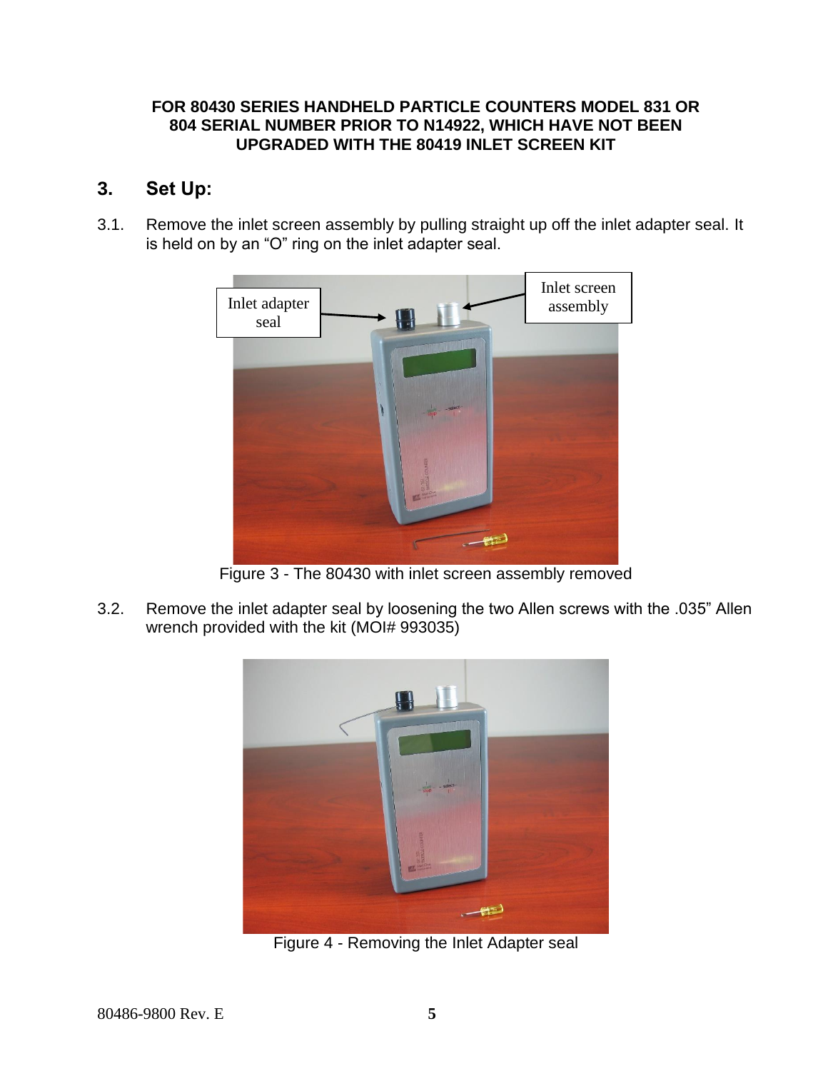**FOR 80430 SERIES HANDHELD PARTICLE COUNTERS MODEL 831 OR 804 SERIAL NUMBER PRIOR TO N14922, WHICH HAVE NOT BEEN UPGRADED WITH THE 80419 INLET SCREEN KIT**

## 3. Set Up:

3.1. Remove the inlet screen assembly by pulling straight up off the inlet adapter seal. It is held on by an "O" ring on the inlet adapter seal.

Figure 3 - The 80430 with inlet screen assembly removed

3.2. Remove the inlet adapter seal by loosening the two Allen screws with the .035" Allen wrench provided with the kit (MOI# 993035)

Figure 4 - Removing the Inlet Adapter seal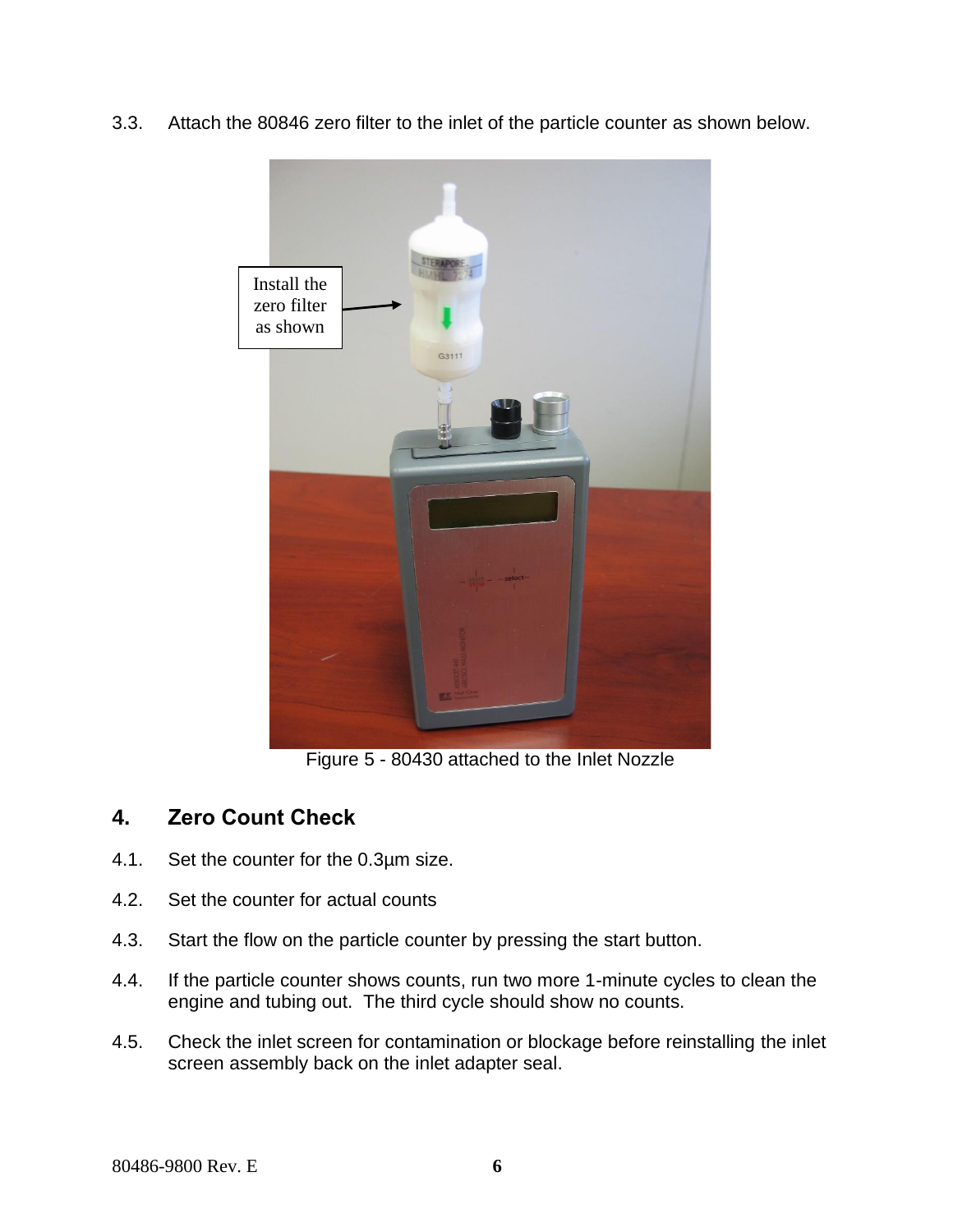3.3. Attach the 80846 zero filter to the inlet of the particle counter as shown below.

Figure 5 - 80430 attached to the Inlet Nozzle

## 4. Zero Count Check

4.1. Set the counter for the 0.3µm size.

4.2. Set the counter for actual counts

4.3. Start the flow on the particle counter by pressing the start button.

4.4. If the particle counter shows counts, run two more 1-minute cycles to clean the engine and tubing out. The third cycle should show no counts.

4.5. Check the inlet screen for contamination or blockage before reinstalling the inlet screen assembly back on the inlet adapter seal.